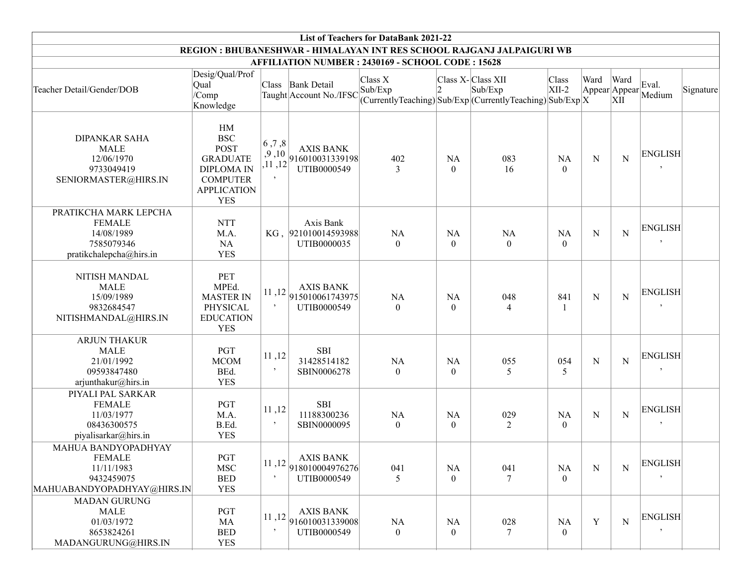| List of Teachers for DataBank 2021-22 | | | | | | | | | | | | |
|---|---|---|---|---|---|---|---|---|---|---|---|---|
| REGION : BHUBANESHWAR - HIMALAYAN INT RES SCHOOL RAJGANJ JALPAIGURI WB | | | | | | | | | | | | |
| AFFILIATION NUMBER : 2430169 - SCHOOL CODE : 15628 | | | | | | | | | | | | |
| Teacher Detail/Gender/DOB | Desig/Qual/Prof Qual /Comp Knowledge | Class Taught | Bank Detail Account No./IFSC | Class X Sub/Exp (CurrentlyTeaching) | Class X-2 Sub/Exp | Class XII Sub/Exp (CurrentlyTeaching) | Class XII-2 Sub/Exp | Ward Appear X | Ward Appear XII | Eval. Medium | Signature |
| DIPANKAR SAHA<br>MALE<br>12/06/1970<br>9733049419<br>SENIORMASTER@HIRS.IN | HM<br>BSC<br>POST GRADUATE DIPLOMA IN COMPUTER APPLICATION<br>YES | 6 ,7 ,8 ,9 ,10 ,11 ,12 , | AXIS BANK<br>916010031339198<br>UTIB0000549 | 402<br>3 | NA<br>0 | 083<br>16 | NA<br>0 | N | N | ENGLISH , | |
| PRATIKCHA MARK LEPCHA<br>FEMALE<br>14/08/1989<br>7585079346<br>pratikchalepcha@hirs.in | NTT<br>M.A.<br>NA<br>YES | KG , | Axis Bank<br>921010014593988<br>UTIB0000035 | NA<br>0 | NA<br>0 | NA<br>0 | NA<br>0 | N | N | ENGLISH , | |
| NITISH MANDAL<br>MALE<br>15/09/1989<br>9832684547<br>NITISHMANDAL@HIRS.IN | PET<br>MPEd.<br>MASTER IN PHYSICAL EDUCATION<br>YES | 11 ,12 , | AXIS BANK<br>915010061743975<br>UTIB0000549 | NA<br>0 | NA<br>0 | 048<br>4 | 841<br>1 | N | N | ENGLISH , | |
| ARJUN THAKUR<br>MALE<br>21/01/1992<br>09593847480<br>arjunthakur@hirs.in | PGT<br>MCOM<br>BEd.<br>YES | 11 ,12 , | SBI<br>31428514182<br>SBIN0006278 | NA<br>0 | NA<br>0 | 055<br>5 | 054<br>5 | N | N | ENGLISH , | |
| PIYALI PAL SARKAR<br>FEMALE<br>11/03/1977<br>08436300575<br>piyalisarkar@hirs.in | PGT<br>M.A.<br>B.Ed.<br>YES | 11 ,12 , | SBI<br>11188300236<br>SBIN0000095 | NA<br>0 | NA<br>0 | 029<br>2 | NA<br>0 | N | N | ENGLISH , | |
| MAHUA BANDYOPADHYAY<br>FEMALE<br>11/11/1983<br>9432459075<br>MAHUABANDYOPADHYAY@HIRS.IN | PGT<br>MSC<br>BED<br>YES | 11 ,12 , | AXIS BANK<br>918010004976276<br>UTIB0000549 | 041<br>5 | NA<br>0 | 041<br>7 | NA<br>0 | N | N | ENGLISH , | |
| MADAN GURUNG<br>MALE<br>01/03/1972<br>8653824261<br>MADANGURUNG@HIRS.IN | PGT<br>MA<br>BED<br>YES | 11 ,12 , | AXIS BANK<br>916010031339008<br>UTIB0000549 | NA<br>0 | NA<br>0 | 028<br>7 | NA<br>0 | Y | N | ENGLISH , | |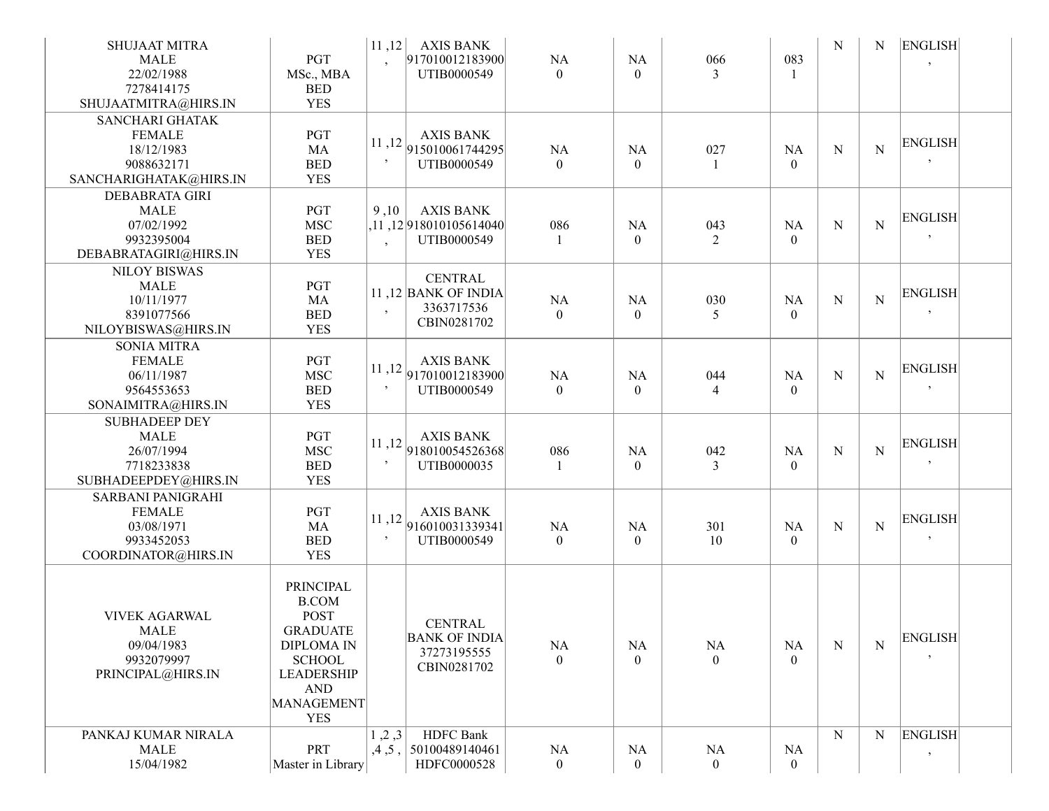| | | | | | | | | | | | |
|---|---|---|---|---|---|---|---|---|---|---|---|
| SHUJAAT MITRA<br>MALE<br>22/02/1988<br>7278414175<br>SHUJAATMITRA@HIRS.IN | PGT<br>MSc., MBA<br>BED<br>YES | 11 ,12<br>, | AXIS BANK<br>917010012183900<br>UTIB0000549 | NA<br>0 | NA<br>0 | 066<br>3 | 083<br>1 | N | N | ENGLISH<br>, | |
| SANCHARI GHATAK<br>FEMALE<br>18/12/1983<br>9088632171<br>SANCHARIGHATAK@HIRS.IN | PGT<br>MA<br>BED<br>YES | 11 ,12<br>, | AXIS BANK<br>915010061744295<br>UTIB0000549 | NA<br>0 | NA<br>0 | 027<br>1 | NA<br>0 | N | N | ENGLISH<br>, | |
| DEBABRATA GIRI<br>MALE<br>07/02/1992<br>9932395004<br>DEBABRATAGIRI@HIRS.IN | PGT<br>MSC<br>BED<br>YES | 9 ,10<br>,11 ,12<br>, | AXIS BANK<br>918010105614040<br>UTIB0000549 | 086<br>1 | NA<br>0 | 043<br>2 | NA<br>0 | N | N | ENGLISH<br>, | |
| NILOY BISWAS<br>MALE<br>10/11/1977<br>8391077566<br>NILOYBISWAS@HIRS.IN | PGT<br>MA<br>BED<br>YES | 11 ,12<br>, | CENTRAL BANK OF INDIA<br>3363717536<br>CBIN0281702 | NA<br>0 | NA<br>0 | 030<br>5 | NA<br>0 | N | N | ENGLISH<br>, | |
| SONIA MITRA<br>FEMALE<br>06/11/1987<br>9564553653<br>SONAIMITRA@HIRS.IN | PGT<br>MSC<br>BED<br>YES | 11 ,12<br>, | AXIS BANK<br>917010012183900<br>UTIB0000549 | NA<br>0 | NA<br>0 | 044<br>4 | NA<br>0 | N | N | ENGLISH<br>, | |
| SUBHADEEP DEY<br>MALE<br>26/07/1994<br>7718233838<br>SUBHADEEPDEY@HIRS.IN | PGT<br>MSC<br>BED<br>YES | 11 ,12<br>, | AXIS BANK<br>918010054526368<br>UTIB0000035 | 086<br>1 | NA<br>0 | 042<br>3 | NA<br>0 | N | N | ENGLISH<br>, | |
| SARBANI PANIGRAHI<br>FEMALE<br>03/08/1971<br>9933452053<br>COORDINATOR@HIRS.IN | PGT<br>MA<br>BED<br>YES | 11 ,12<br>, | AXIS BANK<br>916010031339341<br>UTIB0000549 | NA<br>0 | NA<br>0 | 301<br>10 | NA<br>0 | N | N | ENGLISH<br>, | |
| VIVEK AGARWAL<br>MALE<br>09/04/1983<br>9932079997<br>PRINCIPAL@HIRS.IN | PRINCIPAL<br>B.COM<br>POST GRADUATE DIPLOMA IN SCHOOL LEADERSHIP AND MANAGEMENT<br>YES | | CENTRAL BANK OF INDIA<br>37273195555<br>CBIN0281702 | NA<br>0 | NA<br>0 | NA<br>0 | NA<br>0 | N | N | ENGLISH<br>, | |
| PANKAJ KUMAR NIRALA<br>MALE<br>15/04/1982 | PRT<br>Master in Library | 1 ,2 ,3<br>,4 ,5 , | HDFC Bank<br>50100489140461<br>HDFC0000528 | NA<br>0 | NA<br>0 | NA<br>0 | NA<br>0 | N | N | ENGLISH<br>, | |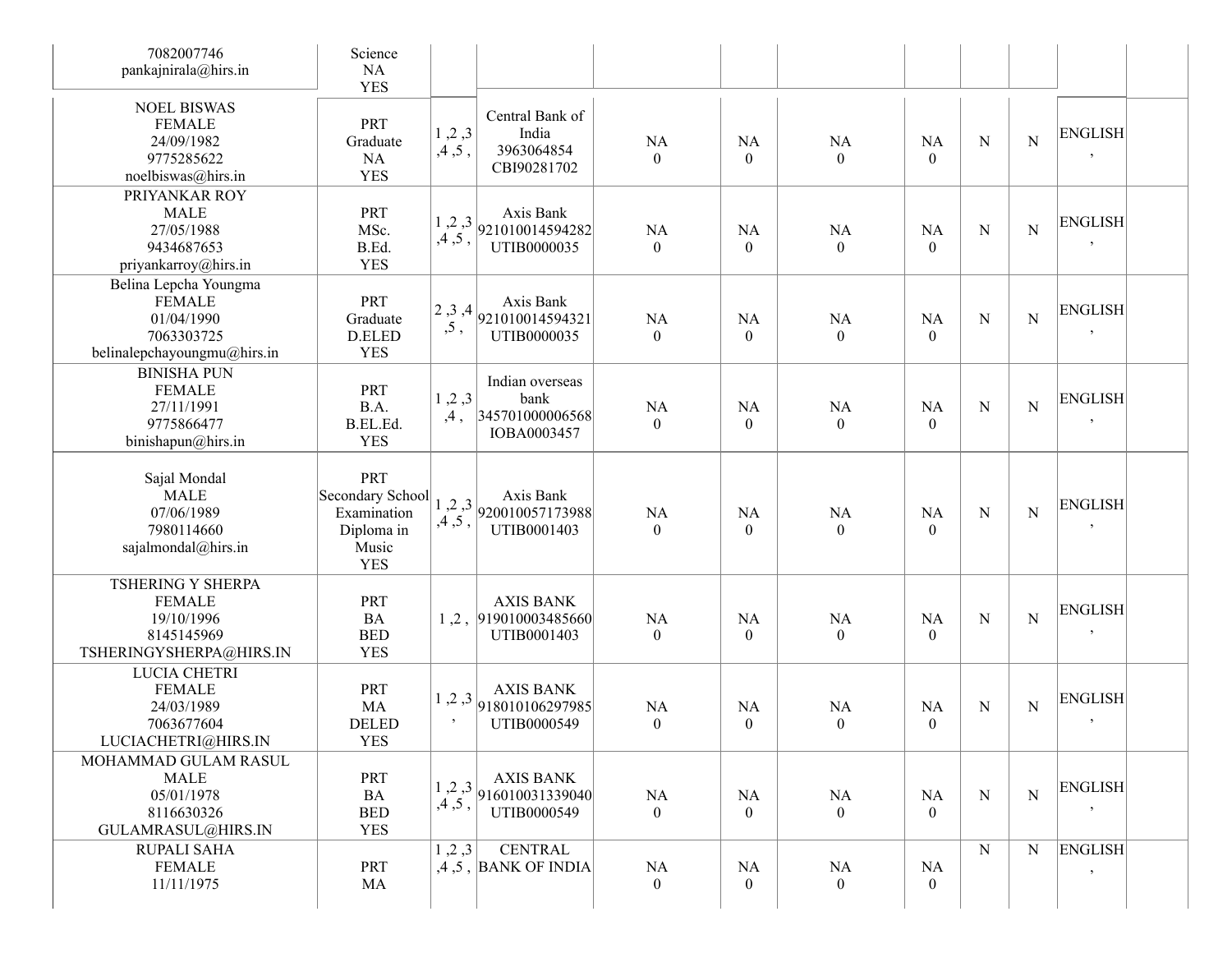| | | | | | | | | | | | |
|---|---|---|---|---|---|---|---|---|---|---|---|
| 7082007746<br>pankajnirala@hirs.in | Science<br>NA<br>YES | | | | | | | | | | |
| NOEL BISWAS<br>FEMALE<br>24/09/1982<br>9775285622<br>noelbiswas@hirs.in | PRT<br>Graduate<br>NA<br>YES | 1 ,2 ,3 ,4 ,5 , | Central Bank of India<br>3963064854<br>CBI90281702 | NA<br>0 | NA<br>0 | NA<br>0 | NA<br>0 | N | N | ENGLISH , | |
| PRIYANKAR ROY<br>MALE<br>27/05/1988<br>9434687653<br>priyankarroy@hirs.in | PRT<br>MSc.<br>B.Ed.<br>YES | 1 ,2 ,3 ,4 ,5 , | Axis Bank<br>921010014594282<br>UTIB0000035 | NA<br>0 | NA<br>0 | NA<br>0 | NA<br>0 | N | N | ENGLISH , | |
| Belina Lepcha Youngma<br>FEMALE<br>01/04/1990<br>7063303725<br>belinalepchayoungmu@hirs.in | PRT<br>Graduate<br>D.ELED<br>YES | 2 ,3 ,4 ,5 , | Axis Bank<br>921010014594321<br>UTIB0000035 | NA<br>0 | NA<br>0 | NA<br>0 | NA<br>0 | N | N | ENGLISH , | |
| BINISHA PUN<br>FEMALE<br>27/11/1991<br>9775866477<br>binishapun@hirs.in | PRT<br>B.A.<br>B.EL.Ed.<br>YES | 1 ,2 ,3 ,4 , | Indian overseas bank<br>345701000006568<br>IOBA0003457 | NA<br>0 | NA<br>0 | NA<br>0 | NA<br>0 | N | N | ENGLISH , | |
| Sajal Mondal<br>MALE<br>07/06/1989<br>7980114660<br>sajalmondal@hirs.in | PRT<br>Secondary School Examination<br>Diploma in Music<br>YES | 1 ,2 ,3 ,4 ,5 , | Axis Bank<br>920010057173988<br>UTIB0001403 | NA<br>0 | NA<br>0 | NA<br>0 | NA<br>0 | N | N | ENGLISH , | |
| TSHERING Y SHERPA<br>FEMALE<br>19/10/1996<br>8145145969<br>TSHERINGYSHERPA@HIRS.IN | PRT<br>BA<br>BED<br>YES | 1 ,2 , | AXIS BANK<br>919010003485660<br>UTIB0001403 | NA<br>0 | NA<br>0 | NA<br>0 | NA<br>0 | N | N | ENGLISH , | |
| LUCIA CHETRI<br>FEMALE<br>24/03/1989<br>7063677604<br>LUCIACHETRI@HIRS.IN | PRT<br>MA<br>DELED<br>YES | 1 ,2 ,3 , | AXIS BANK<br>918010106297985<br>UTIB0000549 | NA<br>0 | NA<br>0 | NA<br>0 | NA<br>0 | N | N | ENGLISH , | |
| MOHAMMAD GULAM RASUL<br>MALE<br>05/01/1978<br>8116630326<br>GULAMRASUL@HIRS.IN | PRT<br>BA<br>BED<br>YES | 1 ,2 ,3 ,4 ,5 , | AXIS BANK<br>916010031339040<br>UTIB0000549 | NA<br>0 | NA<br>0 | NA<br>0 | NA<br>0 | N | N | ENGLISH , | |
| RUPALI SAHA<br>FEMALE<br>11/11/1975 | PRT<br>MA | 1 ,2 ,3 ,4 ,5 , | CENTRAL BANK OF INDIA | NA<br>0 | NA<br>0 | NA<br>0 | NA<br>0 | N | N | ENGLISH , | |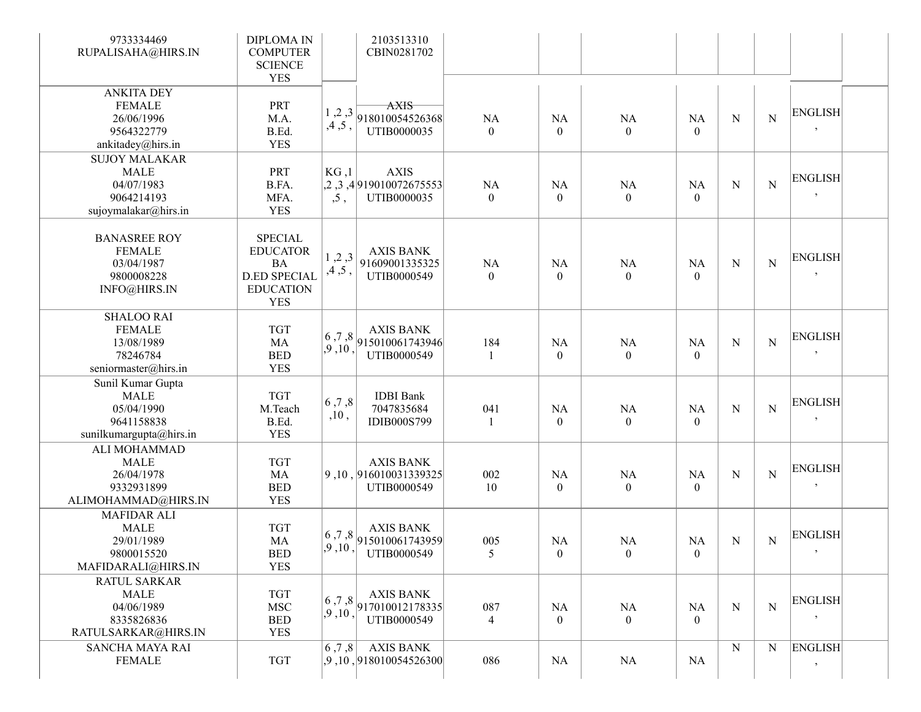| | | | | | | | | | | | |
|---|---|---|---|---|---|---|---|---|---|---|---|
| 9733334469<br>RUPALISAHA@HIRS.IN | DIPLOMA IN COMPUTER SCIENCE<br>YES | | 2103513310<br>CBIN0281702 | | | | | | | | |
| ANKITA DEY<br>FEMALE<br>26/06/1996<br>9564322779<br>ankitadey@hirs.in | PRT<br>M.A.<br>B.Ed.<br>YES | 1 ,2 ,3 ,4 ,5 , | AXIS<br>918010054526368<br>UTIB0000035 | NA<br>0 | NA<br>0 | NA<br>0 | NA<br>0 | N | N | ENGLISH , | |
| SUJOY MALAKAR<br>MALE<br>04/07/1983<br>9064214193<br>sujoymalakar@hirs.in | PRT<br>B.FA.<br>MFA.<br>YES | KG ,1 ,2 ,3 ,4 ,5 , | AXIS<br>919010072675553<br>UTIB0000035 | NA<br>0 | NA<br>0 | NA<br>0 | NA<br>0 | N | N | ENGLISH , | |
| BANASREE ROY<br>FEMALE<br>03/04/1987<br>9800008228<br>INFO@HIRS.IN | SPECIAL EDUCATOR<br>BA<br>D.ED SPECIAL EDUCATION<br>YES | 1 ,2 ,3 ,4 ,5 , | AXIS BANK<br>91609001335325<br>UTIB0000549 | NA<br>0 | NA<br>0 | NA<br>0 | NA<br>0 | N | N | ENGLISH , | |
| SHALOO RAI<br>FEMALE<br>13/08/1989<br>78246784<br>seniormaster@hirs.in | TGT<br>MA<br>BED<br>YES | 6 ,7 ,8 ,9 ,10 , | AXIS BANK<br>915010061743946<br>UTIB0000549 | 184<br>1 | NA<br>0 | NA<br>0 | NA<br>0 | N | N | ENGLISH , | |
| Sunil Kumar Gupta<br>MALE<br>05/04/1990<br>9641158838<br>sunilkumargupta@hirs.in | TGT<br>M.Teach<br>B.Ed.<br>YES | 6 ,7 ,8 ,10 , | IDBI Bank<br>7047835684<br>IDIB000S799 | 041<br>1 | NA<br>0 | NA<br>0 | NA<br>0 | N | N | ENGLISH , | |
| ALI MOHAMMAD<br>MALE<br>26/04/1978<br>9332931899<br>ALIMOHAMMAD@HIRS.IN | TGT<br>MA<br>BED<br>YES | 9 ,10 , | AXIS BANK<br>916010031339325<br>UTIB0000549 | 002<br>10 | NA<br>0 | NA<br>0 | NA<br>0 | N | N | ENGLISH , | |
| MAFIDAR ALI<br>MALE<br>29/01/1989<br>9800015520<br>MAFIDARALI@HIRS.IN | TGT<br>MA<br>BED<br>YES | 6 ,7 ,8 ,9 ,10 , | AXIS BANK<br>915010061743959<br>UTIB0000549 | 005<br>5 | NA<br>0 | NA<br>0 | NA<br>0 | N | N | ENGLISH , | |
| RATUL SARKAR<br>MALE<br>04/06/1989<br>8335826836<br>RATULSARKAR@HIRS.IN | TGT<br>MSC<br>BED<br>YES | 6 ,7 ,8 ,9 ,10 , | AXIS BANK<br>917010012178335<br>UTIB0000549 | 087<br>4 | NA<br>0 | NA<br>0 | NA<br>0 | N | N | ENGLISH , | |
| SANCHA MAYA RAI<br>FEMALE | TGT | 6 ,7 ,8 ,9 ,10 , | AXIS BANK<br>918010054526300 | 086 | NA | NA | NA | N | N | ENGLISH , | |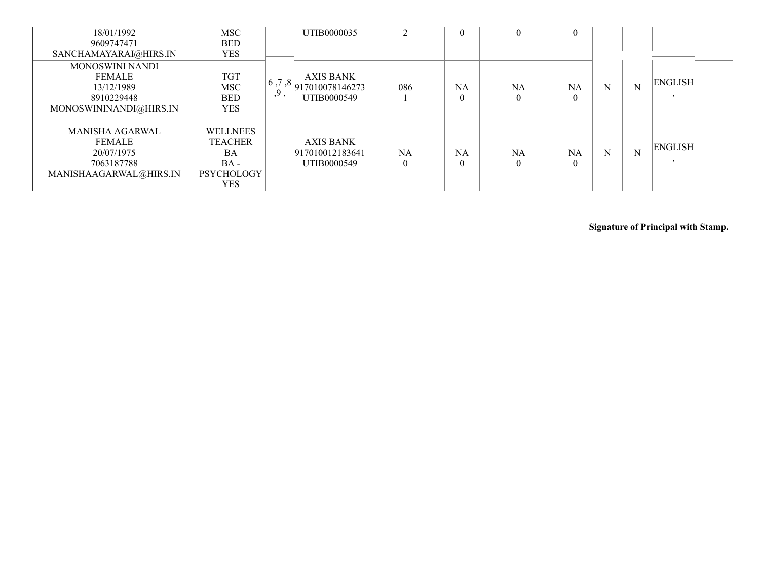| | | | | | | | | | | | |
|---|---|---|---|---|---|---|---|---|---|---|---|
| 18/01/1992<br>9609747471<br>SANCHAMAYARAI@HIRS.IN | MSC<br>BED<br>YES | | UTIB0000035 | 2 | 0 | 0 | 0 | | | | |
| MONOSWINI NANDI<br>FEMALE<br>13/12/1989<br>8910229448<br>MONOSWININANDI@HIRS.IN | TGT<br>MSC<br>BED<br>YES | 6 ,7 ,8 ,9 , | AXIS BANK<br>917010078146273<br>UTIB0000549 | 086<br>1 | NA<br>0 | NA<br>0 | NA<br>0 | N | N | ENGLISH , | |
| MANISHA AGARWAL<br>FEMALE<br>20/07/1975<br>7063187788<br>MANISHAAGARWAL@HIRS.IN | WELLNEES TEACHER<br>BA<br>BA - PSYCHOLOGY<br>YES | | AXIS BANK<br>917010012183641<br>UTIB0000549 | NA<br>0 | NA<br>0 | NA<br>0 | NA<br>0 | N | N | ENGLISH , | |

**Signature of Principal with Stamp.**